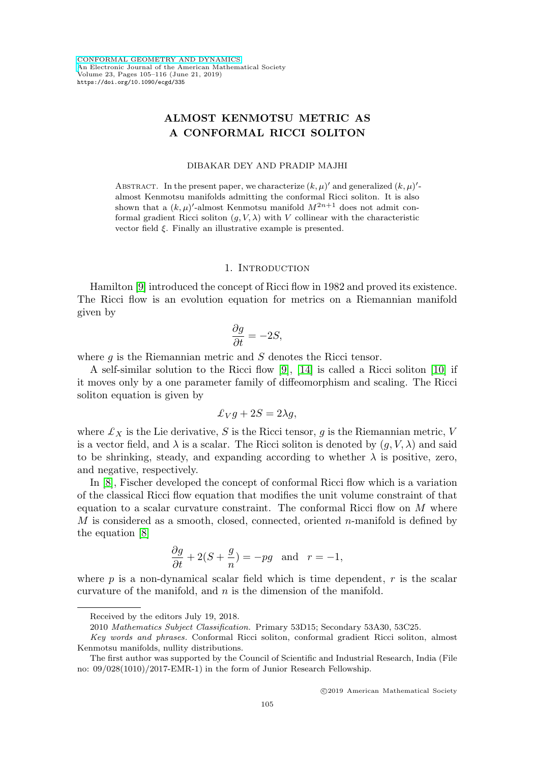# ALMOST KENMOTSU METRIC AS A CONFORMAL RICCI SOLITON

DIBAKAR DEY AND PRADIP MAJHI

Abstract. In the present paper, we characterize $(k,\mu)'$ and generalized $(k,\mu)'$-almost Kenmotsu manifolds admitting the conformal Ricci soliton. It is also shown that a $(k,\mu)'$-almost Kenmotsu manifold $M^{2n+1}$ does not admit conformal gradient Ricci soliton $(g, V, \lambda)$ with $V$ collinear with the characteristic vector field $\xi$. Finally an illustrative example is presented.

## 1. Introduction

Hamilton [9] introduced the concept of Ricci flow in 1982 and proved its existence. The Ricci flow is an evolution equation for metrics on a Riemannian manifold given by

$$\frac{\partial g}{\partial t} = -2S,$$

where $g$ is the Riemannian metric and $S$ denotes the Ricci tensor.

A self-similar solution to the Ricci flow [9], [14] is called a Ricci soliton [10] if it moves only by a one parameter family of diffeomorphism and scaling. The Ricci soliton equation is given by

$$\pounds_V g + 2S = 2\lambda g,$$

where $\pounds_X$ is the Lie derivative, $S$ is the Ricci tensor, $g$ is the Riemannian metric, $V$ is a vector field, and $\lambda$ is a scalar. The Ricci soliton is denoted by $(g, V, \lambda)$ and said to be shrinking, steady, and expanding according to whether $\lambda$ is positive, zero, and negative, respectively.

In [8], Fischer developed the concept of conformal Ricci flow which is a variation of the classical Ricci flow equation that modifies the unit volume constraint of that equation to a scalar curvature constraint. The conformal Ricci flow on $M$ where $M$ is considered as a smooth, closed, connected, oriented $n$-manifold is defined by the equation [8]

$$\frac{\partial g}{\partial t} + 2(S + \frac{g}{n}) = -pg \quad \text{and} \quad r = -1,$$

where $p$ is a non-dynamical scalar field which is time dependent, $r$ is the scalar curvature of the manifold, and $n$ is the dimension of the manifold.

---

Received by the editors July 19, 2018.

2010 *Mathematics Subject Classification.* Primary 53D15; Secondary 53A30, 53C25.

*Key words and phrases.* Conformal Ricci soliton, conformal gradient Ricci soliton, almost Kenmotsu manifolds, nullity distributions.

The first author was supported by the Council of Scientific and Industrial Research, India (File no: 09/028(1010)/2017-EMR-1) in the form of Junior Research Fellowship.

©2019 American Mathematical Society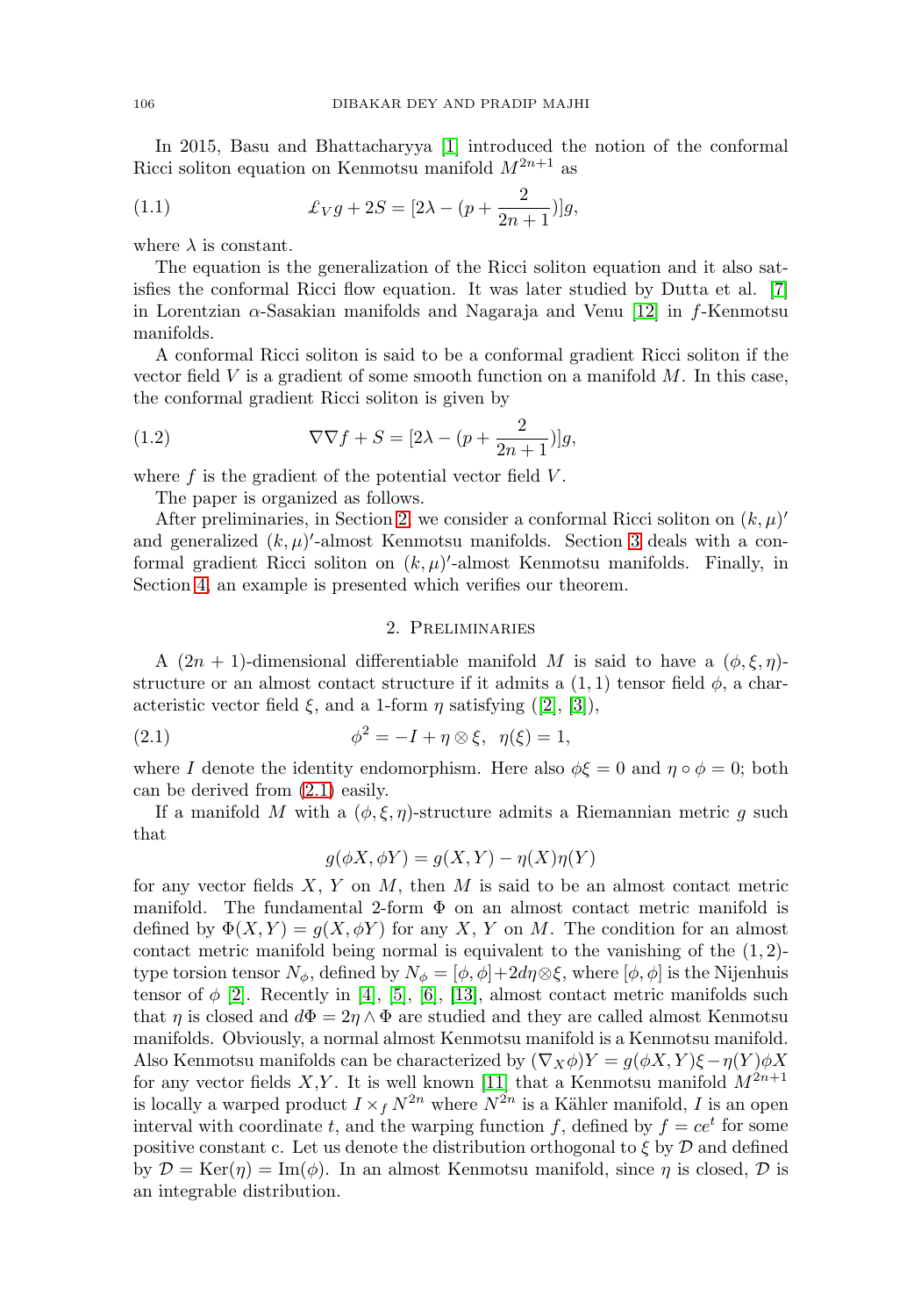In 2015, Basu and Bhattacharyya [1] introduced the notion of the conformal Ricci soliton equation on Kenmotsu manifold $M^{2n+1}$ as

$$\pounds_V g + 2S = [2\lambda - (p + \frac{2}{2n+1})]g, \tag{1.1}$$

where $\lambda$ is constant.

The equation is the generalization of the Ricci soliton equation and it also satisfies the conformal Ricci flow equation. It was later studied by Dutta et al. [7] in Lorentzian $\alpha$-Sasakian manifolds and Nagaraja and Venu [12] in $f$-Kenmotsu manifolds.

A conformal Ricci soliton is said to be a conformal gradient Ricci soliton if the vector field $V$ is a gradient of some smooth function on a manifold $M$. In this case, the conformal gradient Ricci soliton is given by

$$\nabla\nabla f + S = [2\lambda - (p + \frac{2}{2n+1})]g, \tag{1.2}$$

where $f$ is the gradient of the potential vector field $V$.

The paper is organized as follows.

After preliminaries, in Section 2, we consider a conformal Ricci soliton on $(k,\mu)'$ and generalized $(k,\mu)'$-almost Kenmotsu manifolds. Section 3 deals with a conformal gradient Ricci soliton on $(k,\mu)'$-almost Kenmotsu manifolds. Finally, in Section 4, an example is presented which verifies our theorem.

## 2. Preliminaries

A $(2n+1)$-dimensional differentiable manifold $M$ is said to have a $(\phi,\xi,\eta)$-structure or an almost contact structure if it admits a $(1,1)$ tensor field $\phi$, a characteristic vector field $\xi$, and a 1-form $\eta$ satisfying ([2], [3]),

$$\phi^2 = -I + \eta\otimes\xi, \quad \eta(\xi) = 1, \tag{2.1}$$

where $I$ denote the identity endomorphism. Here also $\phi\xi = 0$ and $\eta\circ\phi = 0$; both can be derived from (2.1) easily.

If a manifold $M$ with a $(\phi,\xi,\eta)$-structure admits a Riemannian metric $g$ such that

$$g(\phi X, \phi Y) = g(X,Y) - \eta(X)\eta(Y)$$

for any vector fields $X$, $Y$ on $M$, then $M$ is said to be an almost contact metric manifold. The fundamental 2-form $\Phi$ on an almost contact metric manifold is defined by $\Phi(X,Y) = g(X,\phi Y)$ for any $X$, $Y$ on $M$. The condition for an almost contact metric manifold being normal is equivalent to the vanishing of the $(1,2)$-type torsion tensor $N_\phi$, defined by $N_\phi = [\phi,\phi] + 2d\eta\otimes\xi$, where $[\phi,\phi]$ is the Nijenhuis tensor of $\phi$ [2]. Recently in [4], [5], [6], [13], almost contact metric manifolds such that $\eta$ is closed and $d\Phi = 2\eta\wedge\Phi$ are studied and they are called almost Kenmotsu manifolds. Obviously, a normal almost Kenmotsu manifold is a Kenmotsu manifold. Also Kenmotsu manifolds can be characterized by $(\nabla_X\phi)Y = g(\phi X, Y)\xi - \eta(Y)\phi X$ for any vector fields $X$,$Y$. It is well known [11] that a Kenmotsu manifold $M^{2n+1}$ is locally a warped product $I\times_f N^{2n}$ where $N^{2n}$ is a Kähler manifold, $I$ is an open interval with coordinate $t$, and the warping function $f$, defined by $f = ce^t$ for some positive constant c. Let us denote the distribution orthogonal to $\xi$ by $\mathcal{D}$ and defined by $\mathcal{D} = \mathrm{Ker}(\eta) = \mathrm{Im}(\phi)$. In an almost Kenmotsu manifold, since $\eta$ is closed, $\mathcal{D}$ is an integrable distribution.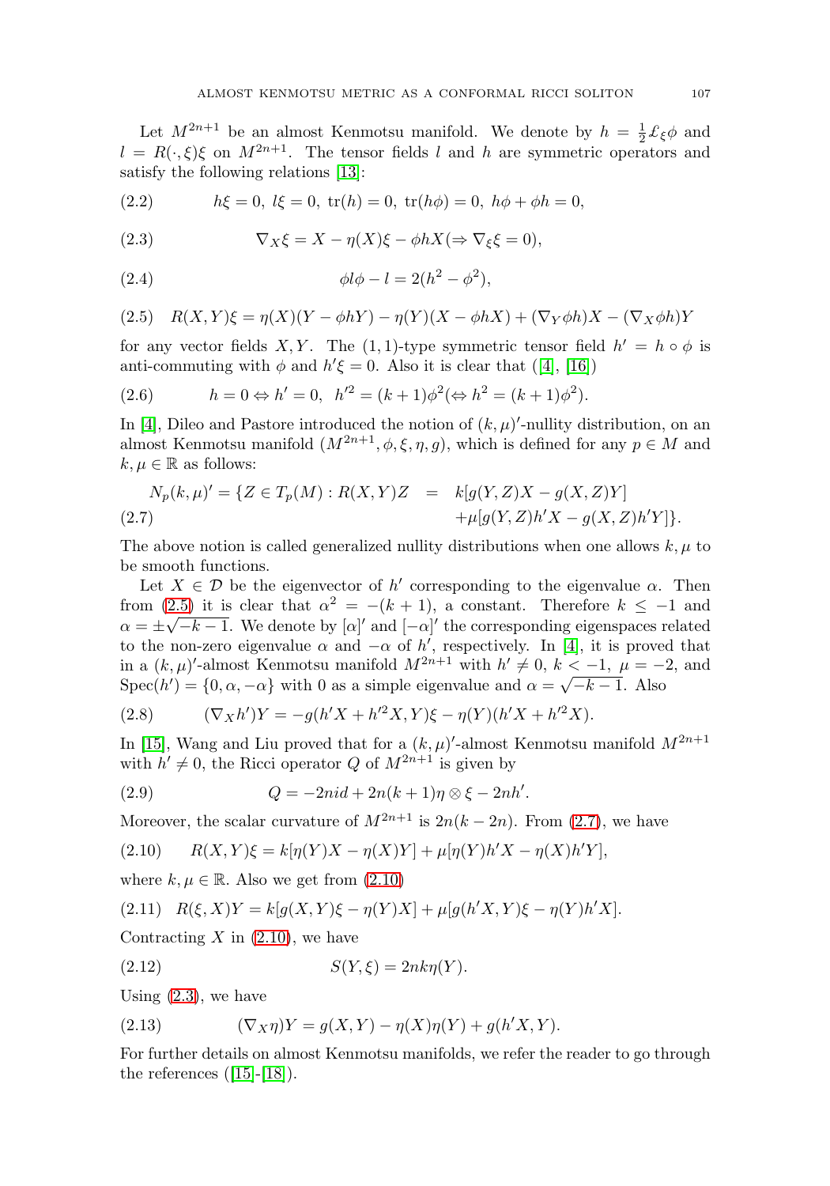Let $M^{2n+1}$ be an almost Kenmotsu manifold. We denote by $h = \frac{1}{2}\pounds_\xi \phi$ and $l = R(\cdot, \xi)\xi$ on $M^{2n+1}$. The tensor fields $l$ and $h$ are symmetric operators and satisfy the following relations [13]:

$$h\xi = 0,\ l\xi = 0,\ \operatorname{tr}(h) = 0,\ \operatorname{tr}(h\phi) = 0,\ h\phi + \phi h = 0, \tag{2.2}$$

$$\nabla_X \xi = X - \eta(X)\xi - \phi h X (\Rightarrow \nabla_\xi \xi = 0), \tag{2.3}$$

$$\phi l \phi - l = 2(h^2 - \phi^2), \tag{2.4}$$

$$R(X,Y)\xi = \eta(X)(Y - \phi hY) - \eta(Y)(X - \phi hX) + (\nabla_Y \phi h)X - (\nabla_X \phi h)Y \tag{2.5}$$

for any vector fields $X, Y$. The $(1,1)$-type symmetric tensor field $h' = h \circ \phi$ is anti-commuting with $\phi$ and $h'\xi = 0$. Also it is clear that ([4], [16])

$$h = 0 \Leftrightarrow h' = 0,\ \ h'^2 = (k+1)\phi^2 (\Leftrightarrow h^2 = (k+1)\phi^2). \tag{2.6}$$

In [4], Dileo and Pastore introduced the notion of $(k,\mu)'$-nullity distribution, on an almost Kenmotsu manifold $(M^{2n+1}, \phi, \xi, \eta, g)$, which is defined for any $p \in M$ and $k, \mu \in \mathbb{R}$ as follows:

$$\begin{aligned} N_p(k,\mu)' = \{Z \in T_p(M) : R(X,Y)Z &= k[g(Y,Z)X - g(X,Z)Y] \\ &\quad +\mu[g(Y,Z)h'X - g(X,Z)h'Y]\}. \end{aligned} \tag{2.7}$$

The above notion is called generalized nullity distributions when one allows $k, \mu$ to be smooth functions.

Let $X \in \mathcal{D}$ be the eigenvector of $h'$ corresponding to the eigenvalue $\alpha$. Then from (2.5) it is clear that $\alpha^2 = -(k+1)$, a constant. Therefore $k \le -1$ and $\alpha = \pm\sqrt{-k-1}$. We denote by $[\alpha]'$ and $[-\alpha]'$ the corresponding eigenspaces related to the non-zero eigenvalue $\alpha$ and $-\alpha$ of $h'$, respectively. In [4], it is proved that in a $(k,\mu)'$-almost Kenmotsu manifold $M^{2n+1}$ with $h' \neq 0$, $k < -1$, $\mu = -2$, and $\operatorname{Spec}(h') = \{0, \alpha, -\alpha\}$ with 0 as a simple eigenvalue and $\alpha = \sqrt{-k-1}$. Also

$$(\nabla_X h')Y = -g(h'X + h'^2X, Y)\xi - \eta(Y)(h'X + h'^2X). \tag{2.8}$$

In [15], Wang and Liu proved that for a $(k,\mu)'$-almost Kenmotsu manifold $M^{2n+1}$ with $h' \neq 0$, the Ricci operator $Q$ of $M^{2n+1}$ is given by

$$Q = -2n\,id + 2n(k+1)\eta \otimes \xi - 2nh'. \tag{2.9}$$

Moreover, the scalar curvature of $M^{2n+1}$ is $2n(k - 2n)$. From (2.7), we have

$$R(X,Y)\xi = k[\eta(Y)X - \eta(X)Y] + \mu[\eta(Y)h'X - \eta(X)h'Y], \tag{2.10}$$

where $k, \mu \in \mathbb{R}$. Also we get from (2.10)

$$R(\xi,X)Y = k[g(X,Y)\xi - \eta(Y)X] + \mu[g(h'X,Y)\xi - \eta(Y)h'X]. \tag{2.11}$$

Contracting $X$ in (2.10), we have

$$S(Y,\xi) = 2nk\eta(Y). \tag{2.12}$$

Using (2.3), we have

$$(\nabla_X \eta)Y = g(X,Y) - \eta(X)\eta(Y) + g(h'X,Y). \tag{2.13}$$

For further details on almost Kenmotsu manifolds, we refer the reader to go through the references ([15]-[18]).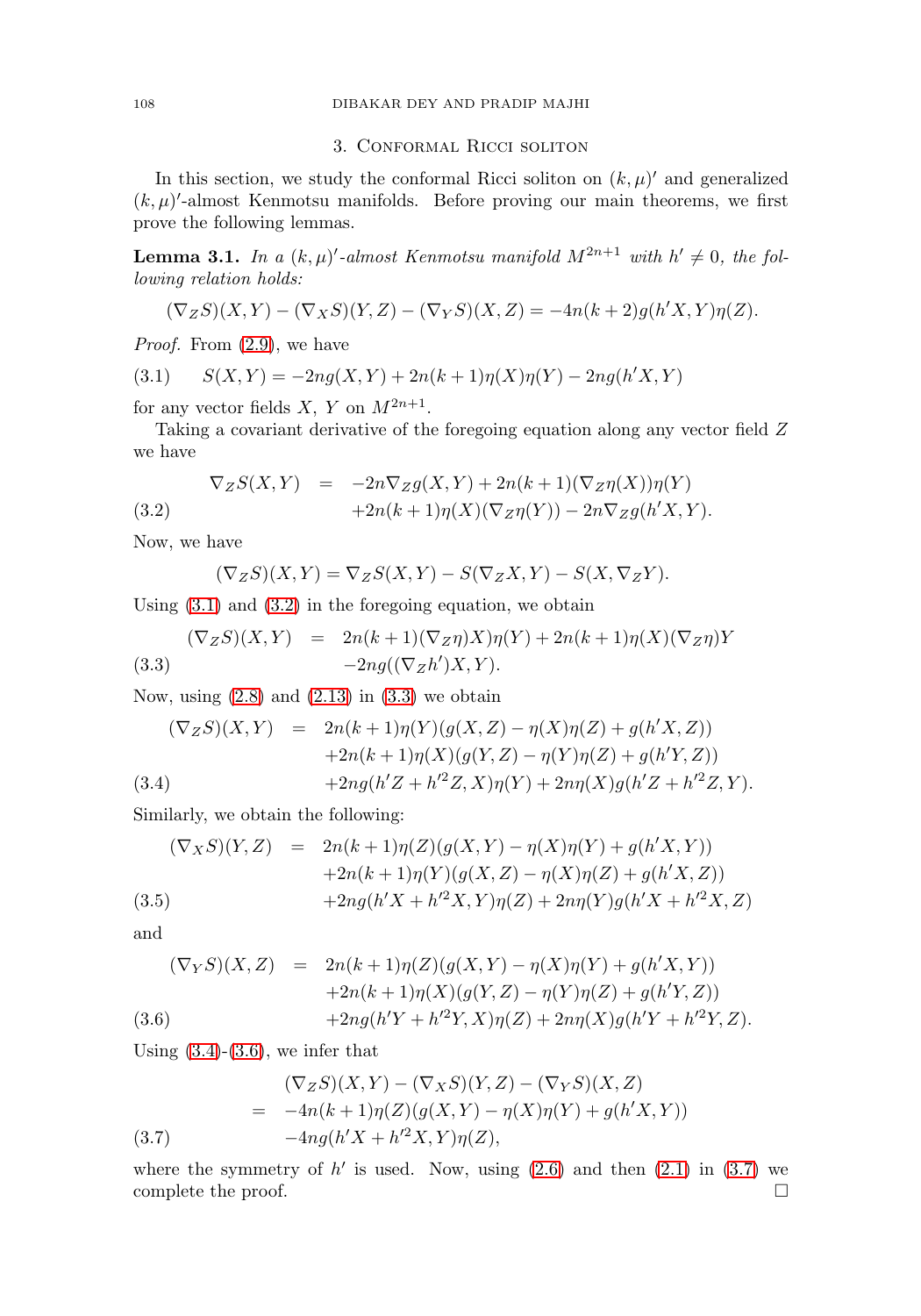## 3. Conformal Ricci soliton

In this section, we study the conformal Ricci soliton on $(k,\mu)'$ and generalized $(k,\mu)'$-almost Kenmotsu manifolds. Before proving our main theorems, we first prove the following lemmas.

**Lemma 3.1.** *In a $(k,\mu)'$-almost Kenmotsu manifold $M^{2n+1}$ with $h' \neq 0$, the following relation holds:*

$$(\nabla_Z S)(X,Y) - (\nabla_X S)(Y,Z) - (\nabla_Y S)(X,Z) = -4n(k+2)g(h'X,Y)\eta(Z).$$

*Proof.* From (2.9), we have

$$S(X,Y) = -2ng(X,Y) + 2n(k+1)\eta(X)\eta(Y) - 2ng(h'X,Y) \tag{3.1}$$

for any vector fields $X$, $Y$ on $M^{2n+1}$.

Taking a covariant derivative of the foregoing equation along any vector field $Z$ we have

$$\begin{aligned} \nabla_Z S(X,Y) &= -2n\nabla_Z g(X,Y) + 2n(k+1)(\nabla_Z \eta(X))\eta(Y) \\ &\quad +2n(k+1)\eta(X)(\nabla_Z \eta(Y)) - 2n\nabla_Z g(h'X,Y). \end{aligned} \tag{3.2}$$

Now, we have

$$(\nabla_Z S)(X,Y) = \nabla_Z S(X,Y) - S(\nabla_Z X, Y) - S(X, \nabla_Z Y).$$

Using (3.1) and (3.2) in the foregoing equation, we obtain

$$\begin{aligned} (\nabla_Z S)(X,Y) &= 2n(k+1)(\nabla_Z \eta)X)\eta(Y) + 2n(k+1)\eta(X)(\nabla_Z \eta)Y \\ &\quad -2ng((\nabla_Z h')X, Y). \end{aligned} \tag{3.3}$$

Now, using (2.8) and (2.13) in (3.3) we obtain

$$\begin{aligned} (\nabla_Z S)(X,Y) &= 2n(k+1)\eta(Y)(g(X,Z) - \eta(X)\eta(Z) + g(h'X,Z)) \\ &\quad +2n(k+1)\eta(X)(g(Y,Z) - \eta(Y)\eta(Z) + g(h'Y,Z)) \\ &\quad +2ng(h'Z + h'^2 Z, X)\eta(Y) + 2n\eta(X)g(h'Z + h'^2 Z, Y). \end{aligned} \tag{3.4}$$

Similarly, we obtain the following:

$$\begin{aligned} (\nabla_X S)(Y,Z) &= 2n(k+1)\eta(Z)(g(X,Y) - \eta(X)\eta(Y) + g(h'X,Y)) \\ &\quad +2n(k+1)\eta(Y)(g(X,Z) - \eta(X)\eta(Z) + g(h'X,Z)) \\ &\quad +2ng(h'X + h'^2 X, Y)\eta(Z) + 2n\eta(Y)g(h'X + h'^2 X, Z) \end{aligned} \tag{3.5}$$

and

$$\begin{aligned} (\nabla_Y S)(X,Z) &= 2n(k+1)\eta(Z)(g(X,Y) - \eta(X)\eta(Y) + g(h'X,Y)) \\ &\quad +2n(k+1)\eta(X)(g(Y,Z) - \eta(Y)\eta(Z) + g(h'Y,Z)) \\ &\quad +2ng(h'Y + h'^2 Y, X)\eta(Z) + 2n\eta(X)g(h'Y + h'^2 Y, Z). \end{aligned} \tag{3.6}$$

Using (3.4)-(3.6), we infer that

$$\begin{aligned} &(\nabla_Z S)(X,Y) - (\nabla_X S)(Y,Z) - (\nabla_Y S)(X,Z) \\ &= -4n(k+1)\eta(Z)(g(X,Y) - \eta(X)\eta(Y) + g(h'X,Y)) \\ &\quad -4ng(h'X + h'^2 X, Y)\eta(Z), \end{aligned} \tag{3.7}$$

where the symmetry of $h'$ is used. Now, using (2.6) and then (2.1) in (3.7) we complete the proof. □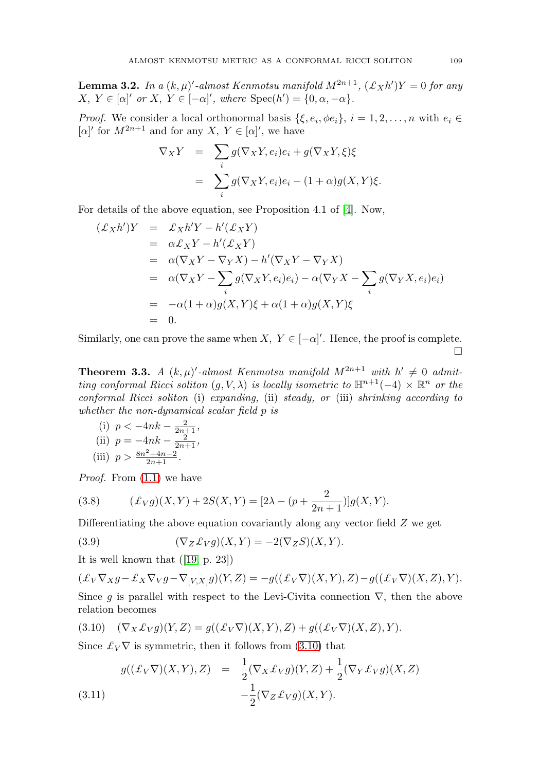**Lemma 3.2.** *In a $(k,\mu)'$-almost Kenmotsu manifold $M^{2n+1}$, $(\pounds_X h')Y = 0$ for any $X,\ Y \in [\alpha]'$ or $X,\ Y \in [-\alpha]'$, where $\mathrm{Spec}(h') = \{0, \alpha, -\alpha\}$.*

*Proof.* We consider a local orthonormal basis $\{\xi, e_i, \phi e_i\}$, $i = 1, 2, \ldots, n$ with $e_i \in [\alpha]'$ for $M^{2n+1}$ and for any $X,\ Y \in [\alpha]'$, we have

$$
\begin{aligned}
\nabla_X Y &= \sum_i g(\nabla_X Y, e_i)e_i + g(\nabla_X Y, \xi)\xi \\
&= \sum_i g(\nabla_X Y, e_i)e_i - (1+\alpha)g(X,Y)\xi.
\end{aligned}
$$

For details of the above equation, see Proposition 4.1 of [4]. Now,

$$
\begin{aligned}
(\pounds_X h')Y &= \pounds_X h'Y - h'(\pounds_X Y) \\
&= \alpha \pounds_X Y - h'(\pounds_X Y) \\
&= \alpha(\nabla_X Y - \nabla_Y X) - h'(\nabla_X Y - \nabla_Y X) \\
&= \alpha(\nabla_X Y - \sum_i g(\nabla_X Y, e_i)e_i) - \alpha(\nabla_Y X - \sum_i g(\nabla_Y X, e_i)e_i) \\
&= -\alpha(1+\alpha)g(X,Y)\xi + \alpha(1+\alpha)g(X,Y)\xi \\
&= 0.
\end{aligned}
$$

Similarly, one can prove the same when $X,\ Y \in [-\alpha]'$. Hence, the proof is complete. $\square$

**Theorem 3.3.** *A $(k,\mu)'$-almost Kenmotsu manifold $M^{2n+1}$ with $h' \neq 0$ admitting conformal Ricci soliton $(g, V, \lambda)$ is locally isometric to $\mathbb{H}^{n+1}(-4) \times \mathbb{R}^n$ or the conformal Ricci soliton* (i) *expanding,* (ii) *steady, or* (iii) *shrinking according to whether the non-dynamical scalar field $p$ is*

(i) $p < -4nk - \frac{2}{2n+1}$,
(ii) $p = -4nk - \frac{2}{2n+1}$,
(iii) $p > \frac{8n^2+4n-2}{2n+1}$.

*Proof.* From (1.1) we have

$$
(\pounds_V g)(X,Y) + 2S(X,Y) = [2\lambda - (p + \frac{2}{2n+1})]g(X,Y). \tag{3.8}
$$

Differentiating the above equation covariantly along any vector field $Z$ we get

$$
(\nabla_Z \pounds_V g)(X,Y) = -2(\nabla_Z S)(X,Y). \tag{3.9}
$$

It is well known that ([19, p. 23])

$$
(\pounds_V \nabla_X g - \pounds_X \nabla_V g - \nabla_{[V,X]} g)(Y,Z) = -g((\pounds_V \nabla)(X,Y),Z) - g((\pounds_V \nabla)(X,Z),Y).
$$

Since $g$ is parallel with respect to the Levi-Civita connection $\nabla$, then the above relation becomes

$$
(\nabla_X \pounds_V g)(Y,Z) = g((\pounds_V \nabla)(X,Y),Z) + g((\pounds_V \nabla)(X,Z),Y). \tag{3.10}
$$

Since $\pounds_V \nabla$ is symmetric, then it follows from (3.10) that

$$
\begin{aligned}
g((\pounds_V \nabla)(X,Y),Z) &= \frac{1}{2}(\nabla_X \pounds_V g)(Y,Z) + \frac{1}{2}(\nabla_Y \pounds_V g)(X,Z) \\
&\quad -\frac{1}{2}(\nabla_Z \pounds_V g)(X,Y).
\end{aligned} \tag{3.11}
$$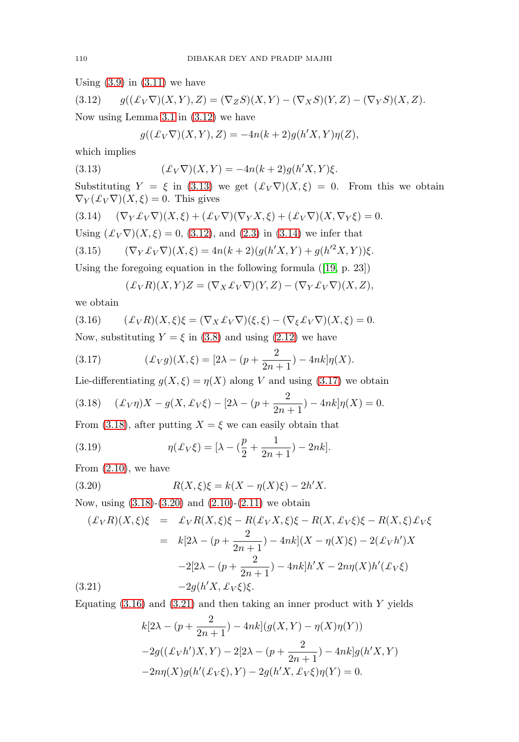Using (3.9) in (3.11) we have

$$g((\pounds_V\nabla)(X,Y),Z) = (\nabla_Z S)(X,Y) - (\nabla_X S)(Y,Z) - (\nabla_Y S)(X,Z). \tag{3.12}$$

Now using Lemma 3.1 in (3.12) we have

$$g((\pounds_V\nabla)(X,Y),Z) = -4n(k+2)g(h'X,Y)\eta(Z),$$

which implies

$$(\pounds_V\nabla)(X,Y) = -4n(k+2)g(h'X,Y)\xi. \tag{3.13}$$

Substituting $Y=\xi$ in (3.13) we get $(\pounds_V\nabla)(X,\xi)=0$. From this we obtain $\nabla_Y(\pounds_V\nabla)(X,\xi)=0$. This gives

$$(\nabla_Y\pounds_V\nabla)(X,\xi) + (\pounds_V\nabla)(\nabla_Y X,\xi) + (\pounds_V\nabla)(X,\nabla_Y\xi) = 0. \tag{3.14}$$

Using $(\pounds_V\nabla)(X,\xi)=0$, (3.12), and (2.3) in (3.14) we infer that

$$(\nabla_Y\pounds_V\nabla)(X,\xi) = 4n(k+2)(g(h'X,Y)+g(h'^2X,Y))\xi. \tag{3.15}$$

Using the foregoing equation in the following formula ([19, p. 23])

$$(\pounds_V R)(X,Y)Z = (\nabla_X\pounds_V\nabla)(Y,Z) - (\nabla_Y\pounds_V\nabla)(X,Z),$$

we obtain

$$(\pounds_V R)(X,\xi)\xi = (\nabla_X\pounds_V\nabla)(\xi,\xi) - (\nabla_\xi\pounds_V\nabla)(X,\xi) = 0. \tag{3.16}$$

Now, substituting $Y=\xi$ in (3.8) and using (2.12) we have

$$(\pounds_V g)(X,\xi) = [2\lambda - (p+\frac{2}{2n+1}) - 4nk]\eta(X). \tag{3.17}$$

Lie-differentiating $g(X,\xi)=\eta(X)$ along $V$ and using (3.17) we obtain

$$(\pounds_V\eta)X - g(X,\pounds_V\xi) - [2\lambda-(p+\frac{2}{2n+1}) - 4nk]\eta(X) = 0. \tag{3.18}$$

From (3.18), after putting $X=\xi$ we can easily obtain that

$$\eta(\pounds_V\xi) = [\lambda - (\frac{p}{2}+\frac{1}{2n+1}) - 2nk]. \tag{3.19}$$

From (2.10), we have

$$R(X,\xi)\xi = k(X-\eta(X)\xi) - 2h'X. \tag{3.20}$$

Now, using (3.18)-(3.20) and (2.10)-(2.11) we obtain

$$\begin{aligned}
(\pounds_V R)(X,\xi)\xi &= \pounds_V R(X,\xi)\xi - R(\pounds_V X,\xi)\xi - R(X,\pounds_V\xi)\xi - R(X,\xi)\pounds_V\xi \\
&= k[2\lambda-(p+\frac{2}{2n+1})-4nk](X-\eta(X)\xi) - 2(\pounds_V h')X \\
&\quad -2[2\lambda-(p+\frac{2}{2n+1})-4nk]h'X - 2n\eta(X)h'(\pounds_V\xi) \\
&\quad -2g(h'X,\pounds_V\xi)\xi.
\end{aligned} \tag{3.21}$$

Equating (3.16) and (3.21) and then taking an inner product with $Y$ yields

$$\begin{aligned}
&k[2\lambda-(p+\frac{2}{2n+1})-4nk](g(X,Y)-\eta(X)\eta(Y)) \\
&-2g((\pounds_V h')X,Y) - 2[2\lambda-(p+\frac{2}{2n+1})-4nk]g(h'X,Y) \\
&-2n\eta(X)g(h'(\pounds_V\xi),Y) - 2g(h'X,\pounds_V\xi)\eta(Y) = 0.
\end{aligned}$$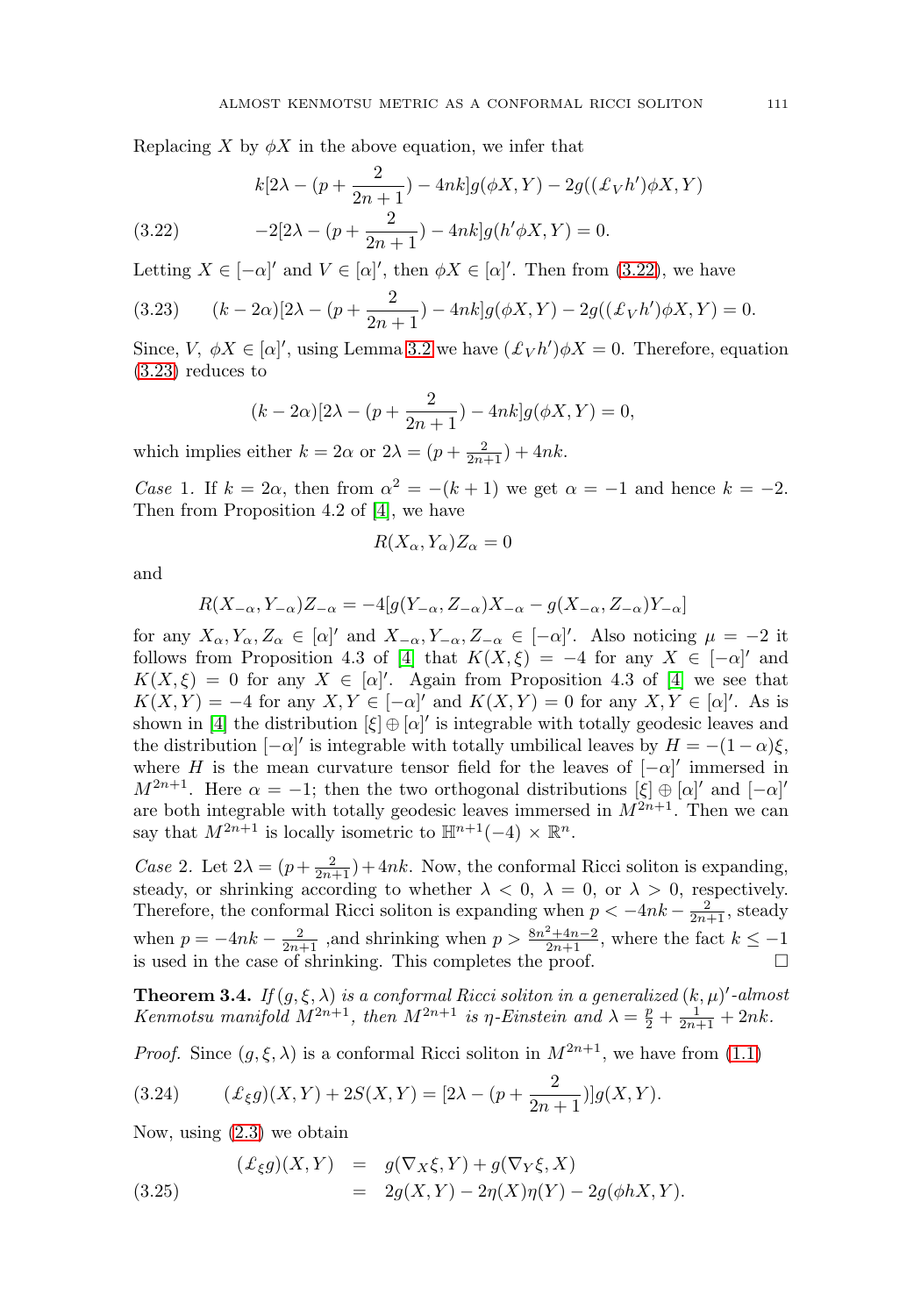Replacing $X$ by $\phi X$ in the above equation, we infer that

$$k[2\lambda - (p + \frac{2}{2n+1}) - 4nk]g(\phi X, Y) - 2g((\pounds_V h')\phi X, Y)$$
$$-2[2\lambda - (p + \frac{2}{2n+1}) - 4nk]g(h'\phi X, Y) = 0. \tag{3.22}$$

Letting $X \in [-\alpha]'$ and $V \in [\alpha]'$, then $\phi X \in [\alpha]'$. Then from (3.22), we have

$$(k - 2\alpha)[2\lambda - (p + \frac{2}{2n+1}) - 4nk]g(\phi X, Y) - 2g((\pounds_V h')\phi X, Y) = 0. \tag{3.23}$$

Since, $V$, $\phi X \in [\alpha]'$, using Lemma 3.2 we have $(\pounds_V h')\phi X = 0$. Therefore, equation (3.23) reduces to

$$(k - 2\alpha)[2\lambda - (p + \frac{2}{2n+1}) - 4nk]g(\phi X, Y) = 0,$$

which implies either $k = 2\alpha$ or $2\lambda = (p + \frac{2}{2n+1}) + 4nk$.

*Case* 1. If $k = 2\alpha$, then from $\alpha^2 = -(k+1)$ we get $\alpha = -1$ and hence $k = -2$. Then from Proposition 4.2 of [4], we have

$$R(X_\alpha, Y_\alpha)Z_\alpha = 0$$

and

$$R(X_{-\alpha}, Y_{-\alpha})Z_{-\alpha} = -4[g(Y_{-\alpha}, Z_{-\alpha})X_{-\alpha} - g(X_{-\alpha}, Z_{-\alpha})Y_{-\alpha}]$$

for any $X_\alpha, Y_\alpha, Z_\alpha \in [\alpha]'$ and $X_{-\alpha}, Y_{-\alpha}, Z_{-\alpha} \in [-\alpha]'$. Also noticing $\mu = -2$ it follows from Proposition 4.3 of [4] that $K(X, \xi) = -4$ for any $X \in [-\alpha]'$ and $K(X, \xi) = 0$ for any $X \in [\alpha]'$. Again from Proposition 4.3 of [4] we see that $K(X, Y) = -4$ for any $X, Y \in [-\alpha]'$ and $K(X, Y) = 0$ for any $X, Y \in [\alpha]'$. As is shown in [4] the distribution $[\xi] \oplus [\alpha]'$ is integrable with totally geodesic leaves and the distribution $[-\alpha]'$ is integrable with totally umbilical leaves by $H = -(1-\alpha)\xi$, where $H$ is the mean curvature tensor field for the leaves of $[-\alpha]'$ immersed in $M^{2n+1}$. Here $\alpha = -1$; then the two orthogonal distributions $[\xi] \oplus [\alpha]'$ and $[-\alpha]'$ are both integrable with totally geodesic leaves immersed in $M^{2n+1}$. Then we can say that $M^{2n+1}$ is locally isometric to $\mathbb{H}^{n+1}(-4) \times \mathbb{R}^n$.

*Case* 2. Let $2\lambda = (p + \frac{2}{2n+1}) + 4nk$. Now, the conformal Ricci soliton is expanding, steady, or shrinking according to whether $\lambda < 0$, $\lambda = 0$, or $\lambda > 0$, respectively. Therefore, the conformal Ricci soliton is expanding when $p < -4nk - \frac{2}{2n+1}$, steady when $p = -4nk - \frac{2}{2n+1}$ ,and shrinking when $p > \frac{8n^2+4n-2}{2n+1}$, where the fact $k \leq -1$ is used in the case of shrinking. This completes the proof. ∎

**Theorem 3.4.** *If $(g, \xi, \lambda)$ is a conformal Ricci soliton in a generalized $(k, \mu)'$-almost Kenmotsu manifold $M^{2n+1}$, then $M^{2n+1}$ is $\eta$-Einstein and $\lambda = \frac{p}{2} + \frac{1}{2n+1} + 2nk$.*

*Proof.* Since $(g, \xi, \lambda)$ is a conformal Ricci soliton in $M^{2n+1}$, we have from (1.1)

$$(\pounds_\xi g)(X, Y) + 2S(X, Y) = [2\lambda - (p + \frac{2}{2n+1})]g(X, Y). \tag{3.24}$$

Now, using (2.3) we obtain

$$\begin{aligned}(\pounds_\xi g)(X, Y) &= g(\nabla_X \xi, Y) + g(\nabla_Y \xi, X) \\ &= 2g(X, Y) - 2\eta(X)\eta(Y) - 2g(\phi h X, Y).\end{aligned} \tag{3.25}$$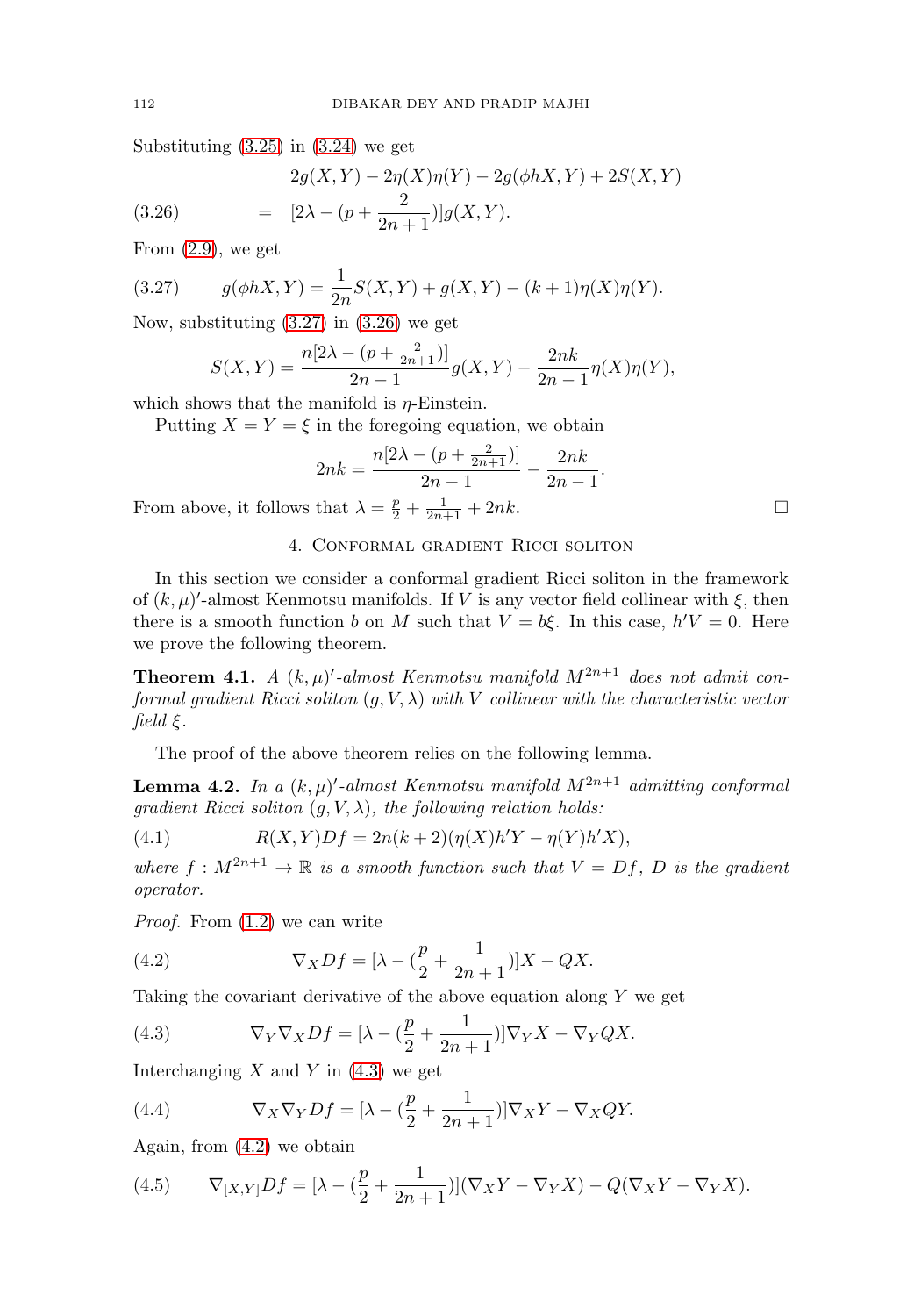Substituting (3.25) in (3.24) we get

$$
\begin{aligned}
& 2g(X,Y) - 2\eta(X)\eta(Y) - 2g(\phi hX, Y) + 2S(X,Y) \\
(3.26) \qquad = \quad & [2\lambda - (p + \frac{2}{2n+1})]g(X,Y).
\end{aligned}
$$

From (2.9), we get

$$
(3.27) \qquad g(\phi hX, Y) = \frac{1}{2n}S(X,Y) + g(X,Y) - (k+1)\eta(X)\eta(Y).
$$

Now, substituting (3.27) in (3.26) we get

$$
S(X,Y) = \frac{n[2\lambda - (p + \frac{2}{2n+1})]}{2n-1}g(X,Y) - \frac{2nk}{2n-1}\eta(X)\eta(Y),
$$

which shows that the manifold is $\eta$-Einstein.

Putting $X = Y = \xi$ in the foregoing equation, we obtain

$$
2nk = \frac{n[2\lambda - (p + \frac{2}{2n+1})]}{2n-1} - \frac{2nk}{2n-1}.
$$

From above, it follows that $\lambda = \frac{p}{2} + \frac{1}{2n+1} + 2nk$. $\square$

## 4. Conformal gradient Ricci soliton

In this section we consider a conformal gradient Ricci soliton in the framework of $(k,\mu)'$-almost Kenmotsu manifolds. If $V$ is any vector field collinear with $\xi$, then there is a smooth function $b$ on $M$ such that $V = b\xi$. In this case, $h'V = 0$. Here we prove the following theorem.

**Theorem 4.1.** *A $(k,\mu)'$-almost Kenmotsu manifold $M^{2n+1}$ does not admit conformal gradient Ricci soliton $(g, V, \lambda)$ with $V$ collinear with the characteristic vector field $\xi$.*

The proof of the above theorem relies on the following lemma.

**Lemma 4.2.** *In a $(k,\mu)'$-almost Kenmotsu manifold $M^{2n+1}$ admitting conformal gradient Ricci soliton $(g, V, \lambda)$, the following relation holds:*

$$
(4.1) \qquad R(X,Y)Df = 2n(k+2)(\eta(X)h'Y - \eta(Y)h'X),
$$

*where $f : M^{2n+1} \to \mathbb{R}$ is a smooth function such that $V = Df$, $D$ is the gradient operator.*

*Proof.* From (1.2) we can write

$$
(4.2) \qquad \nabla_X Df = [\lambda - (\frac{p}{2} + \frac{1}{2n+1})]X - QX.
$$

Taking the covariant derivative of the above equation along $Y$ we get

$$
(4.3) \qquad \nabla_Y \nabla_X Df = [\lambda - (\frac{p}{2} + \frac{1}{2n+1})]\nabla_Y X - \nabla_Y QX.
$$

Interchanging $X$ and $Y$ in (4.3) we get

$$
(4.4) \qquad \nabla_X \nabla_Y Df = [\lambda - (\frac{p}{2} + \frac{1}{2n+1})]\nabla_X Y - \nabla_X QY.
$$

Again, from (4.2) we obtain

$$
(4.5) \qquad \nabla_{[X,Y]} Df = [\lambda - (\frac{p}{2} + \frac{1}{2n+1})](\nabla_X Y - \nabla_Y X) - Q(\nabla_X Y - \nabla_Y X).
$$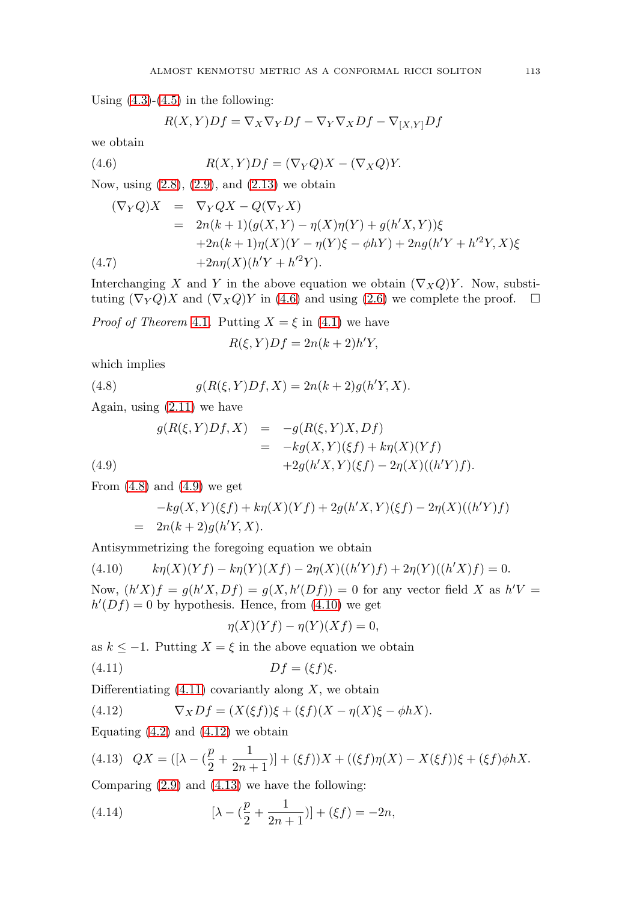Using (4.3)-(4.5) in the following:

$$R(X,Y)Df = \nabla_X \nabla_Y Df - \nabla_Y \nabla_X Df - \nabla_{[X,Y]} Df$$

we obtain

$$R(X,Y)Df = (\nabla_Y Q)X - (\nabla_X Q)Y. \tag{4.6}$$

Now, using (2.8), (2.9), and (2.13) we obtain

$$\begin{aligned}
(\nabla_Y Q)X &= \nabla_Y QX - Q(\nabla_Y X) \\
&= 2n(k+1)(g(X,Y) - \eta(X)\eta(Y) + g(h'X,Y))\xi \\
&\quad + 2n(k+1)\eta(X)(Y - \eta(Y)\xi - \phi hY) + 2ng(h'Y + h'^2 Y, X)\xi \\
&\quad + 2n\eta(X)(h'Y + h'^2 Y).
\end{aligned} \tag{4.7}$$

Interchanging $X$ and $Y$ in the above equation we obtain $(\nabla_X Q)Y$. Now, substituting $(\nabla_Y Q)X$ and $(\nabla_X Q)Y$ in (4.6) and using (2.6) we complete the proof. □

*Proof of Theorem* 4.1. Putting $X = \xi$ in (4.1) we have

$$R(\xi, Y)Df = 2n(k+2)h'Y,$$

which implies

$$g(R(\xi, Y)Df, X) = 2n(k+2)g(h'Y, X). \tag{4.8}$$

Again, using (2.11) we have

$$\begin{aligned}
g(R(\xi, Y)Df, X) &= -g(R(\xi, Y)X, Df) \\
&= -kg(X,Y)(\xi f) + k\eta(X)(Yf) \\
&\quad + 2g(h'X, Y)(\xi f) - 2\eta(X)((h'Y)f).
\end{aligned} \tag{4.9}$$

From (4.8) and (4.9) we get

$$\begin{aligned}
&-kg(X,Y)(\xi f) + k\eta(X)(Yf) + 2g(h'X,Y)(\xi f) - 2\eta(X)((h'Y)f) \\
= \;& 2n(k+2)g(h'Y, X).
\end{aligned}$$

Antisymmetrizing the foregoing equation we obtain

$$k\eta(X)(Yf) - k\eta(Y)(Xf) - 2\eta(X)((h'Y)f) + 2\eta(Y)((h'X)f) = 0. \tag{4.10}$$

Now, $(h'X)f = g(h'X, Df) = g(X, h'(Df)) = 0$ for any vector field $X$ as $h'V = h'(Df) = 0$ by hypothesis. Hence, from (4.10) we get

$$\eta(X)(Yf) - \eta(Y)(Xf) = 0,$$

as $k \leq -1$. Putting $X = \xi$ in the above equation we obtain

$$Df = (\xi f)\xi. \tag{4.11}$$

Differentiating (4.11) covariantly along $X$, we obtain

$$\nabla_X Df = (X(\xi f))\xi + (\xi f)(X - \eta(X)\xi - \phi hX). \tag{4.12}$$

Equating (4.2) and (4.12) we obtain

$$QX = ([\lambda - (\frac{p}{2} + \frac{1}{2n+1})] + (\xi f))X + ((\xi f)\eta(X) - X(\xi f))\xi + (\xi f)\phi hX. \tag{4.13}$$

Comparing (2.9) and (4.13) we have the following:

$$[\lambda - (\frac{p}{2} + \frac{1}{2n+1})] + (\xi f) = -2n, \tag{4.14}$$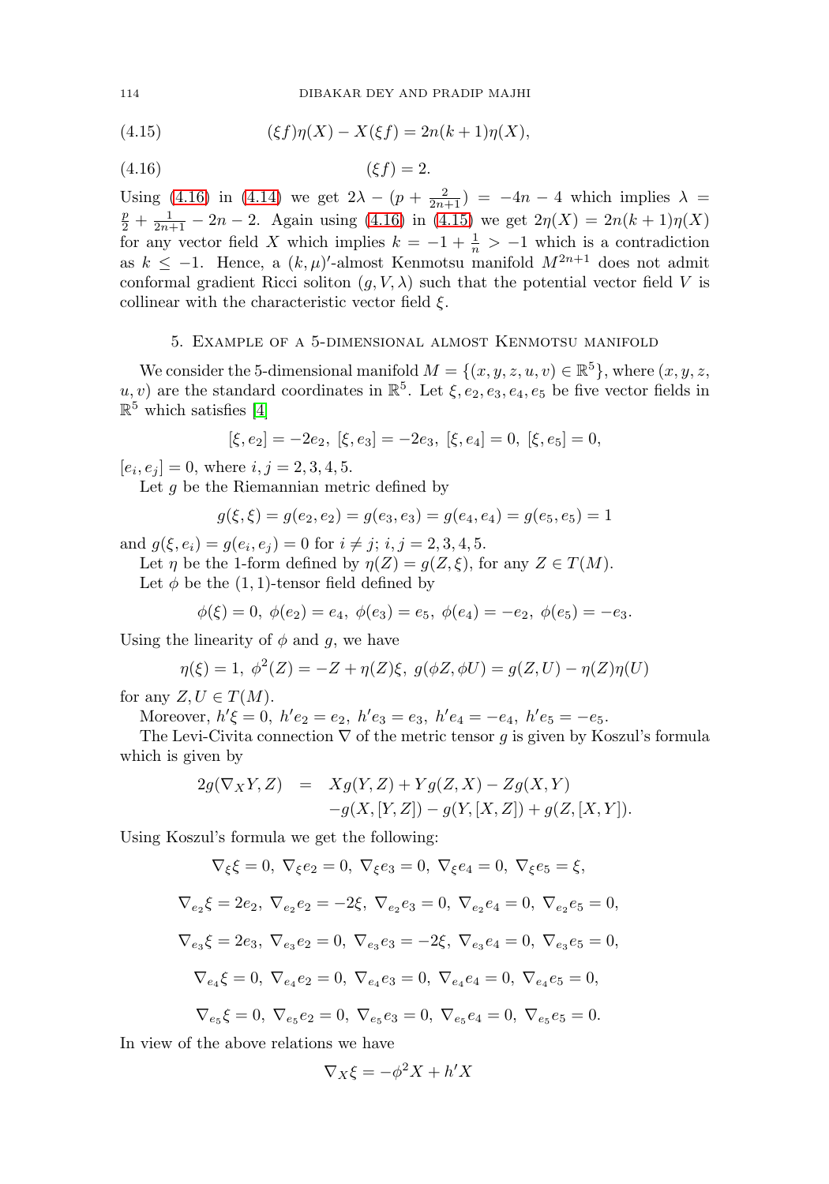$$(\xi f)\eta(X) - X(\xi f) = 2n(k+1)\eta(X), \tag{4.15}$$

$$(\xi f) = 2. \tag{4.16}$$

Using (4.16) in (4.14) we get $2\lambda - (p + \frac{2}{2n+1}) = -4n - 4$ which implies $\lambda = \frac{p}{2} + \frac{1}{2n+1} - 2n - 2$. Again using (4.16) in (4.15) we get $2\eta(X) = 2n(k+1)\eta(X)$ for any vector field $X$ which implies $k = -1 + \frac{1}{n} > -1$ which is a contradiction as $k \leq -1$. Hence, a $(k,\mu)'$-almost Kenmotsu manifold $M^{2n+1}$ does not admit conformal gradient Ricci soliton $(g, V, \lambda)$ such that the potential vector field $V$ is collinear with the characteristic vector field $\xi$.

## 5. Example of a 5-dimensional almost Kenmotsu manifold

We consider the 5-dimensional manifold $M = \{(x, y, z, u, v) \in \mathbb{R}^5\}$, where $(x, y, z, u, v)$ are the standard coordinates in $\mathbb{R}^5$. Let $\xi, e_2, e_3, e_4, e_5$ be five vector fields in $\mathbb{R}^5$ which satisfies [4]

$$[\xi, e_2] = -2e_2,\ [\xi, e_3] = -2e_3,\ [\xi, e_4] = 0,\ [\xi, e_5] = 0,$$

$[e_i, e_j] = 0$, where $i, j = 2, 3, 4, 5$.

Let $g$ be the Riemannian metric defined by

$$g(\xi, \xi) = g(e_2, e_2) = g(e_3, e_3) = g(e_4, e_4) = g(e_5, e_5) = 1$$

and $g(\xi, e_i) = g(e_i, e_j) = 0$ for $i \neq j$; $i, j = 2, 3, 4, 5$.

Let $\eta$ be the 1-form defined by $\eta(Z) = g(Z, \xi)$, for any $Z \in T(M)$.

Let $\phi$ be the $(1,1)$-tensor field defined by

$$\phi(\xi) = 0,\ \phi(e_2) = e_4,\ \phi(e_3) = e_5,\ \phi(e_4) = -e_2,\ \phi(e_5) = -e_3.$$

Using the linearity of $\phi$ and $g$, we have

$$\eta(\xi) = 1,\ \phi^2(Z) = -Z + \eta(Z)\xi,\ g(\phi Z, \phi U) = g(Z, U) - \eta(Z)\eta(U)$$

for any $Z, U \in T(M)$.

Moreover, $h'\xi = 0,\ h'e_2 = e_2,\ h'e_3 = e_3,\ h'e_4 = -e_4,\ h'e_5 = -e_5$.

The Levi-Civita connection $\nabla$ of the metric tensor $g$ is given by Koszul's formula which is given by

$$\begin{aligned} 2g(\nabla_X Y, Z) &= Xg(Y, Z) + Yg(Z, X) - Zg(X, Y) \\ &\quad - g(X, [Y, Z]) - g(Y, [X, Z]) + g(Z, [X, Y]). \end{aligned}$$

Using Koszul's formula we get the following:

$$\nabla_\xi \xi = 0,\ \nabla_\xi e_2 = 0,\ \nabla_\xi e_3 = 0,\ \nabla_\xi e_4 = 0,\ \nabla_\xi e_5 = \xi,$$

$$\nabla_{e_2} \xi = 2e_2,\ \nabla_{e_2} e_2 = -2\xi,\ \nabla_{e_2} e_3 = 0,\ \nabla_{e_2} e_4 = 0,\ \nabla_{e_2} e_5 = 0,$$

$$\nabla_{e_3} \xi = 2e_3,\ \nabla_{e_3} e_2 = 0,\ \nabla_{e_3} e_3 = -2\xi,\ \nabla_{e_3} e_4 = 0,\ \nabla_{e_3} e_5 = 0,$$

$$\nabla_{e_4} \xi = 0,\ \nabla_{e_4} e_2 = 0,\ \nabla_{e_4} e_3 = 0,\ \nabla_{e_4} e_4 = 0,\ \nabla_{e_4} e_5 = 0,$$

$$\nabla_{e_5} \xi = 0,\ \nabla_{e_5} e_2 = 0,\ \nabla_{e_5} e_3 = 0,\ \nabla_{e_5} e_4 = 0,\ \nabla_{e_5} e_5 = 0.$$

In view of the above relations we have

$$\nabla_X \xi = -\phi^2 X + h'X$$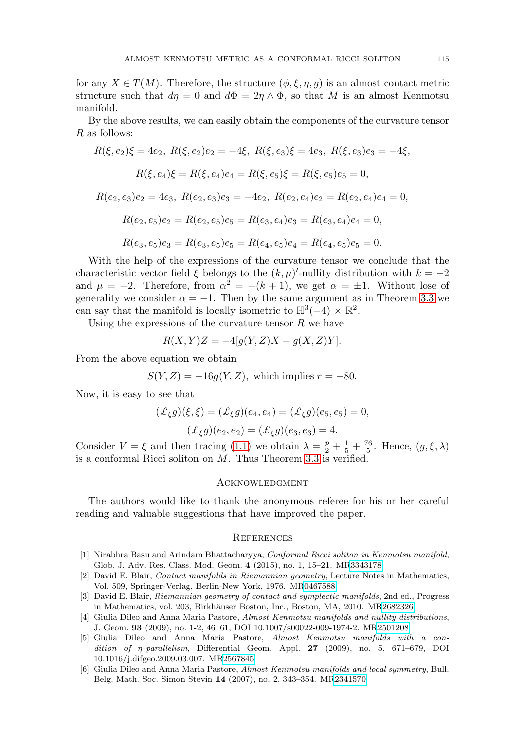for any $X \in T(M)$. Therefore, the structure $(\phi, \xi, \eta, g)$ is an almost contact metric structure such that $d\eta = 0$ and $d\Phi = 2\eta \wedge \Phi$, so that $M$ is an almost Kenmotsu manifold.

By the above results, we can easily obtain the components of the curvature tensor $R$ as follows:

$$R(\xi, e_2)\xi = 4e_2,\ R(\xi, e_2)e_2 = -4\xi,\ R(\xi, e_3)\xi = 4e_3,\ R(\xi, e_3)e_3 = -4\xi,$$

$$R(\xi, e_4)\xi = R(\xi, e_4)e_4 = R(\xi, e_5)\xi = R(\xi, e_5)e_5 = 0,$$

$$R(e_2, e_3)e_2 = 4e_3,\ R(e_2, e_3)e_3 = -4e_2,\ R(e_2, e_4)e_2 = R(e_2, e_4)e_4 = 0,$$

$$R(e_2, e_5)e_2 = R(e_2, e_5)e_5 = R(e_3, e_4)e_3 = R(e_3, e_4)e_4 = 0,$$

$$R(e_3, e_5)e_3 = R(e_3, e_5)e_5 = R(e_4, e_5)e_4 = R(e_4, e_5)e_5 = 0.$$

With the help of the expressions of the curvature tensor we conclude that the characteristic vector field $\xi$ belongs to the $(k, \mu)'$-nullity distribution with $k = -2$ and $\mu = -2$. Therefore, from $\alpha^2 = -(k+1)$, we get $\alpha = \pm 1$. Without lose of generality we consider $\alpha = -1$. Then by the same argument as in Theorem 3.3 we can say that the manifold is locally isometric to $\mathbb{H}^3(-4) \times \mathbb{R}^2$.

Using the expressions of the curvature tensor $R$ we have

$$R(X, Y)Z = -4[g(Y, Z)X - g(X, Z)Y].$$

From the above equation we obtain

$$S(Y, Z) = -16g(Y, Z), \text{ which implies } r = -80.$$

Now, it is easy to see that

$$(\pounds_\xi g)(\xi, \xi) = (\pounds_\xi g)(e_4, e_4) = (\pounds_\xi g)(e_5, e_5) = 0,$$

$$(\pounds_\xi g)(e_2, e_2) = (\pounds_\xi g)(e_3, e_3) = 4.$$

Consider $V = \xi$ and then tracing (1.1) we obtain $\lambda = \frac{p}{2} + \frac{1}{5} + \frac{76}{5}$. Hence, $(g, \xi, \lambda)$ is a conformal Ricci soliton on $M$. Thus Theorem 3.3 is verified.

## Acknowledgment

The authors would like to thank the anonymous referee for his or her careful reading and valuable suggestions that have improved the paper.

## References

[1] Nirabhra Basu and Arindam Bhattacharyya, *Conformal Ricci soliton in Kenmotsu manifold*, Glob. J. Adv. Res. Class. Mod. Geom. **4** (2015), no. 1, 15–21. MR3343178

[2] David E. Blair, *Contact manifolds in Riemannian geometry*, Lecture Notes in Mathematics, Vol. 509, Springer-Verlag, Berlin-New York, 1976. MR0467588

[3] David E. Blair, *Riemannian geometry of contact and symplectic manifolds*, 2nd ed., Progress in Mathematics, vol. 203, Birkhäuser Boston, Inc., Boston, MA, 2010. MR2682326

[4] Giulia Dileo and Anna Maria Pastore, *Almost Kenmotsu manifolds and nullity distributions*, J. Geom. **93** (2009), no. 1-2, 46–61, DOI 10.1007/s00022-009-1974-2. MR2501208

[5] Giulia Dileo and Anna Maria Pastore, *Almost Kenmotsu manifolds with a condition of η-parallelism*, Differential Geom. Appl. **27** (2009), no. 5, 671–679, DOI 10.1016/j.difgeo.2009.03.007. MR2567845

[6] Giulia Dileo and Anna Maria Pastore, *Almost Kenmotsu manifolds and local symmetry*, Bull. Belg. Math. Soc. Simon Stevin **14** (2007), no. 2, 343–354. MR2341570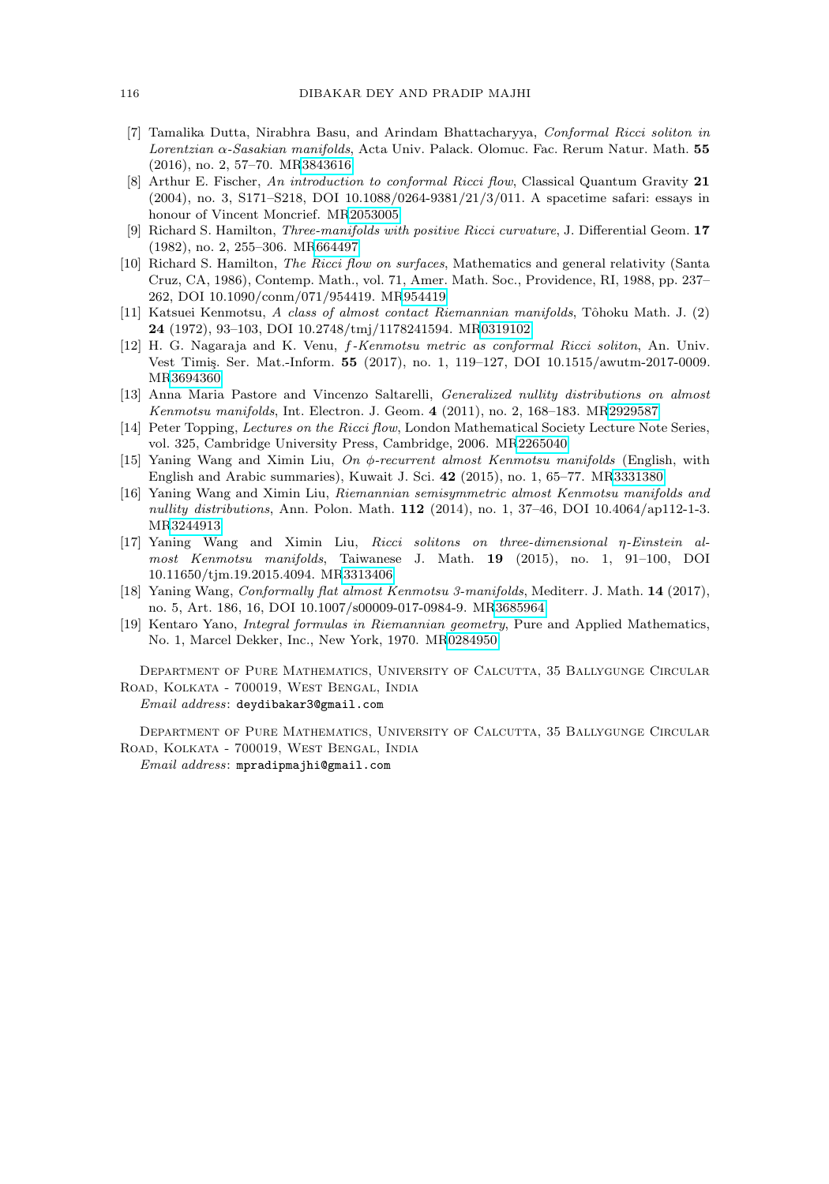[7] Tamalika Dutta, Nirabhra Basu, and Arindam Bhattacharyya, *Conformal Ricci soliton in Lorentzian $\alpha$-Sasakian manifolds*, Acta Univ. Palack. Olomuc. Fac. Rerum Natur. Math. **55** (2016), no. 2, 57–70. MR3843616

[8] Arthur E. Fischer, *An introduction to conformal Ricci flow*, Classical Quantum Gravity **21** (2004), no. 3, S171–S218, DOI 10.1088/0264-9381/21/3/011. A spacetime safari: essays in honour of Vincent Moncrief. MR2053005

[9] Richard S. Hamilton, *Three-manifolds with positive Ricci curvature*, J. Differential Geom. **17** (1982), no. 2, 255–306. MR664497

[10] Richard S. Hamilton, *The Ricci flow on surfaces*, Mathematics and general relativity (Santa Cruz, CA, 1986), Contemp. Math., vol. 71, Amer. Math. Soc., Providence, RI, 1988, pp. 237–262, DOI 10.1090/conm/071/954419. MR954419

[11] Katsuei Kenmotsu, *A class of almost contact Riemannian manifolds*, Tôhoku Math. J. (2) **24** (1972), 93–103, DOI 10.2748/tmj/1178241594. MR0319102

[12] H. G. Nagaraja and K. Venu, *f-Kenmotsu metric as conformal Ricci soliton*, An. Univ. Vest Timiş. Ser. Mat.-Inform. **55** (2017), no. 1, 119–127, DOI 10.1515/awutm-2017-0009. MR3694360

[13] Anna Maria Pastore and Vincenzo Saltarelli, *Generalized nullity distributions on almost Kenmotsu manifolds*, Int. Electron. J. Geom. **4** (2011), no. 2, 168–183. MR2929587

[14] Peter Topping, *Lectures on the Ricci flow*, London Mathematical Society Lecture Note Series, vol. 325, Cambridge University Press, Cambridge, 2006. MR2265040

[15] Yaning Wang and Ximin Liu, *On $\phi$-recurrent almost Kenmotsu manifolds* (English, with English and Arabic summaries), Kuwait J. Sci. **42** (2015), no. 1, 65–77. MR3331380

[16] Yaning Wang and Ximin Liu, *Riemannian semisymmetric almost Kenmotsu manifolds and nullity distributions*, Ann. Polon. Math. **112** (2014), no. 1, 37–46, DOI 10.4064/ap112-1-3. MR3244913

[17] Yaning Wang and Ximin Liu, *Ricci solitons on three-dimensional $\eta$-Einstein almost Kenmotsu manifolds*, Taiwanese J. Math. **19** (2015), no. 1, 91–100, DOI 10.11650/tjm.19.2015.4094. MR3313406

[18] Yaning Wang, *Conformally flat almost Kenmotsu 3-manifolds*, Mediterr. J. Math. **14** (2017), no. 5, Art. 186, 16, DOI 10.1007/s00009-017-0984-9. MR3685964

[19] Kentaro Yano, *Integral formulas in Riemannian geometry*, Pure and Applied Mathematics, No. 1, Marcel Dekker, Inc., New York, 1970. MR0284950

Department of Pure Mathematics, University of Calcutta, 35 Ballygunge Circular Road, Kolkata - 700019, West Bengal, India

*Email address*: deydibakar3@gmail.com

Department of Pure Mathematics, University of Calcutta, 35 Ballygunge Circular Road, Kolkata - 700019, West Bengal, India

*Email address*: mpradipmajhi@gmail.com